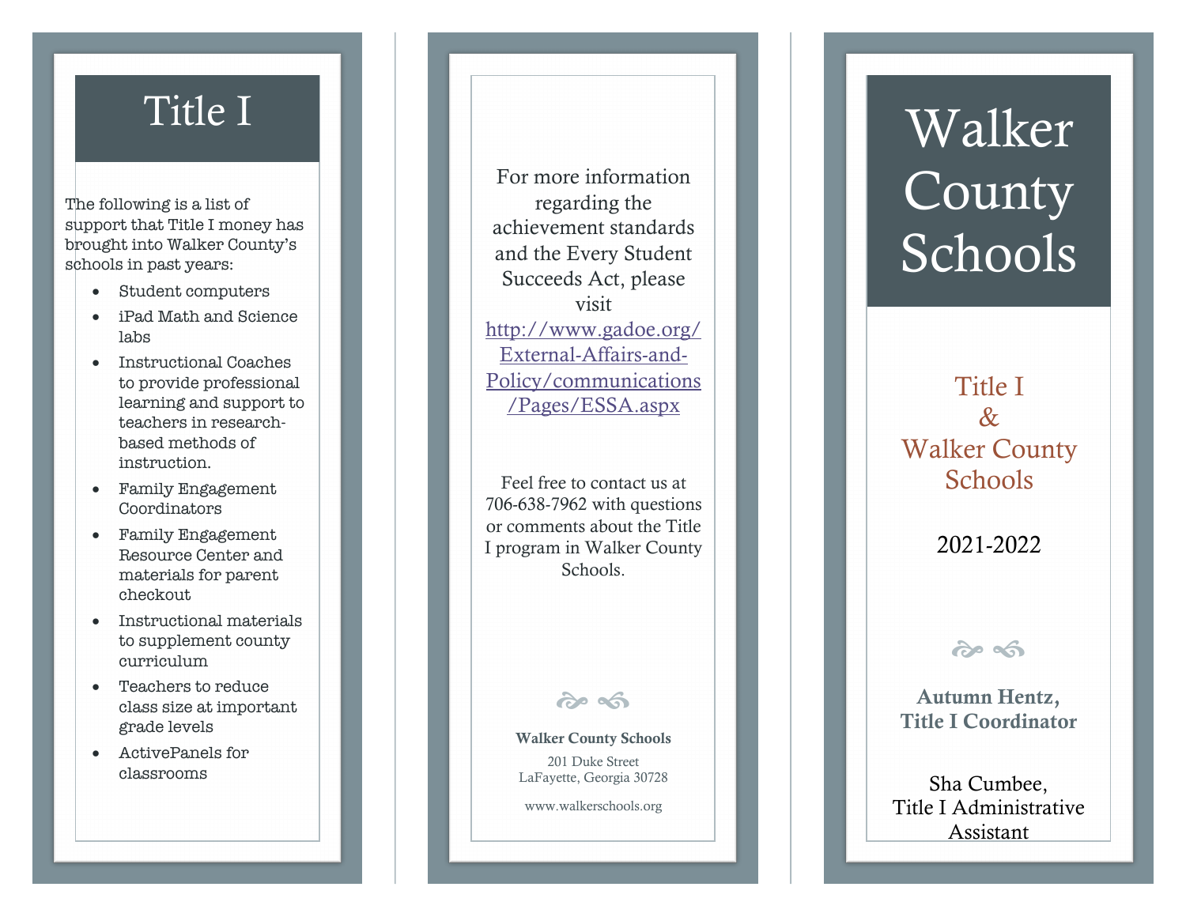# Title I

The following is a list of support that Title I money has brought into Walker County's schools in past years:

- Student computers
- iPad Math and Science labs
- Instructional Coaches to provide professional learning and support to teachers in research-based methods of instruction.
- Family Engagement Coordinators
- Family Engagement Resource Center and materials for parent checkout
- Instructional materials to supplement county curriculum
- Teachers to reduce class size at important grade levels
- ActivePanels for classrooms

For more information regarding the achievement standards and the Every Student Succeeds Act, please visit http://www.gadoe.org/External-Affairs-and-Policy/communications/Pages/ESSA.aspx

Feel free to contact us at 706-638-7962 with questions or comments about the Title I program in Walker County Schools.

**Walker County Schools**

201 Duke Street
LaFayette, Georgia 30728

www.walkerschools.org

# Walker County Schools

## Title I & Walker County Schools

2021-2022

**Autumn Hentz, Title I Coordinator**

Sha Cumbee, Title I Administrative Assistant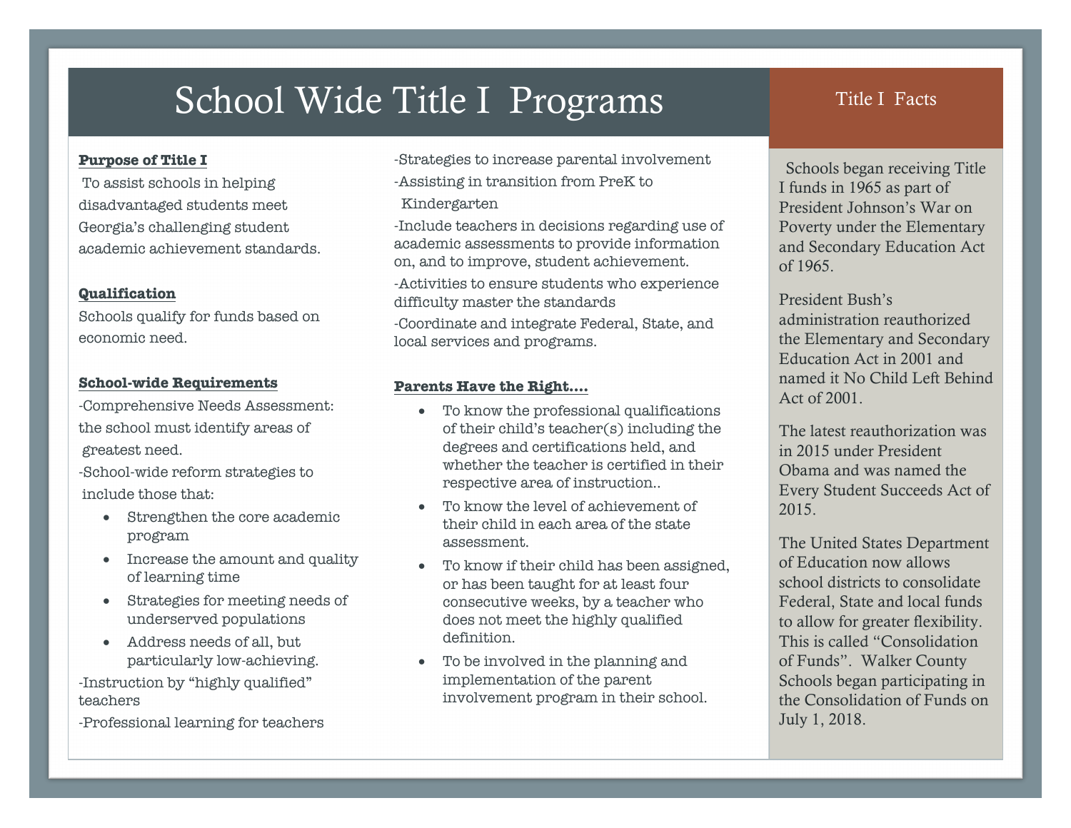# School Wide Title I Programs

**Purpose of Title I**

To assist schools in helping disadvantaged students meet Georgia's challenging student academic achievement standards.

**Qualification**

Schools qualify for funds based on economic need.

**School-wide Requirements**

-Comprehensive Needs Assessment: the school must identify areas of greatest need.

-School-wide reform strategies to include those that:

- Strengthen the core academic program
- Increase the amount and quality of learning time
- Strategies for meeting needs of underserved populations
- Address needs of all, but particularly low-achieving.

-Instruction by "highly qualified" teachers

-Professional learning for teachers

-Strategies to increase parental involvement

-Assisting in transition from PreK to Kindergarten

-Include teachers in decisions regarding use of academic assessments to provide information on, and to improve, student achievement.

-Activities to ensure students who experience difficulty master the standards

-Coordinate and integrate Federal, State, and local services and programs.

**Parents Have the Right….**

- To know the professional qualifications of their child's teacher(s) including the degrees and certifications held, and whether the teacher is certified in their respective area of instruction..
- To know the level of achievement of their child in each area of the state assessment.
- To know if their child has been assigned, or has been taught for at least four consecutive weeks, by a teacher who does not meet the highly qualified definition.
- To be involved in the planning and implementation of the parent involvement program in their school.

## Title I Facts

Schools began receiving Title I funds in 1965 as part of President Johnson's War on Poverty under the Elementary and Secondary Education Act of 1965.

President Bush's administration reauthorized the Elementary and Secondary Education Act in 2001 and named it No Child Left Behind Act of 2001.

The latest reauthorization was in 2015 under President Obama and was named the Every Student Succeeds Act of 2015.

The United States Department of Education now allows school districts to consolidate Federal, State and local funds to allow for greater flexibility. This is called "Consolidation of Funds". Walker County Schools began participating in the Consolidation of Funds on July 1, 2018.